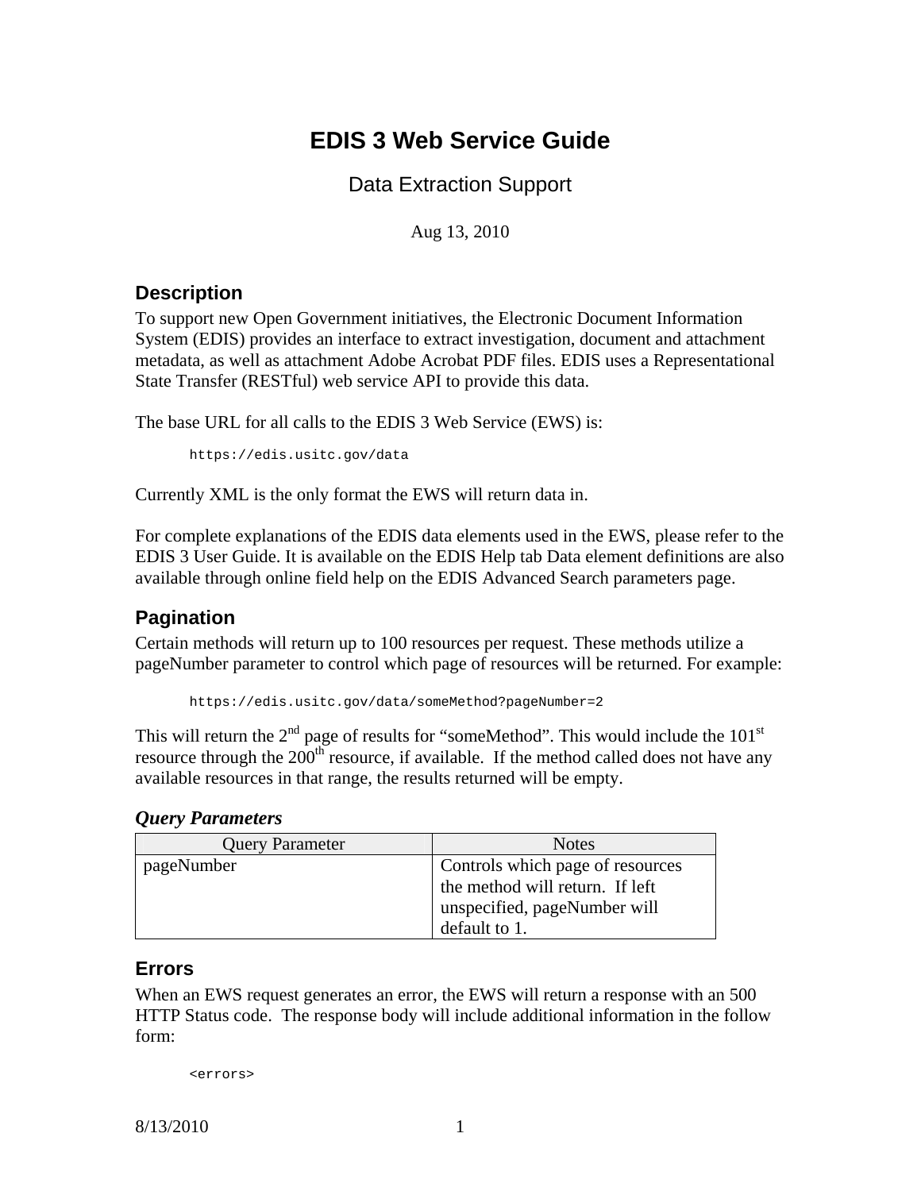# EDIS 3 Web Service Guide

## Data Extraction Support

Aug 13, 2010

### Description

To support new Open Government initiatives, the Electronic Document Information System (EDIS) provides an interface to extract investigation, document and attachment metadata, as well as attachment Adobe Acrobat PDF files. EDIS uses a Representational State Transfer (RESTful) web service API to provide this data.

The base URL for all calls to the EDIS 3 Web Service (EWS) is:

```
https://edis.usitc.gov/data
```

Currently XML is the only format the EWS will return data in.

For complete explanations of the EDIS data elements used in the EWS, please refer to the EDIS 3 User Guide. It is available on the EDIS Help tab Data element definitions are also available through online field help on the EDIS Advanced Search parameters page.

### Pagination

Certain methods will return up to 100 resources per request. These methods utilize a pageNumber parameter to control which page of resources will be returned. For example:

```
https://edis.usitc.gov/data/someMethod?pageNumber=2
```

This will return the 2nd page of results for "someMethod". This would include the 101st resource through the 200th resource, if available. If the method called does not have any available resources in that range, the results returned will be empty.

***Query Parameters***

| Query Parameter | Notes |
| --- | --- |
| pageNumber | Controls which page of resources the method will return. If left unspecified, pageNumber will default to 1. |

### Errors

When an EWS request generates an error, the EWS will return a response with an 500 HTTP Status code. The response body will include additional information in the follow form:

```
<errors>
```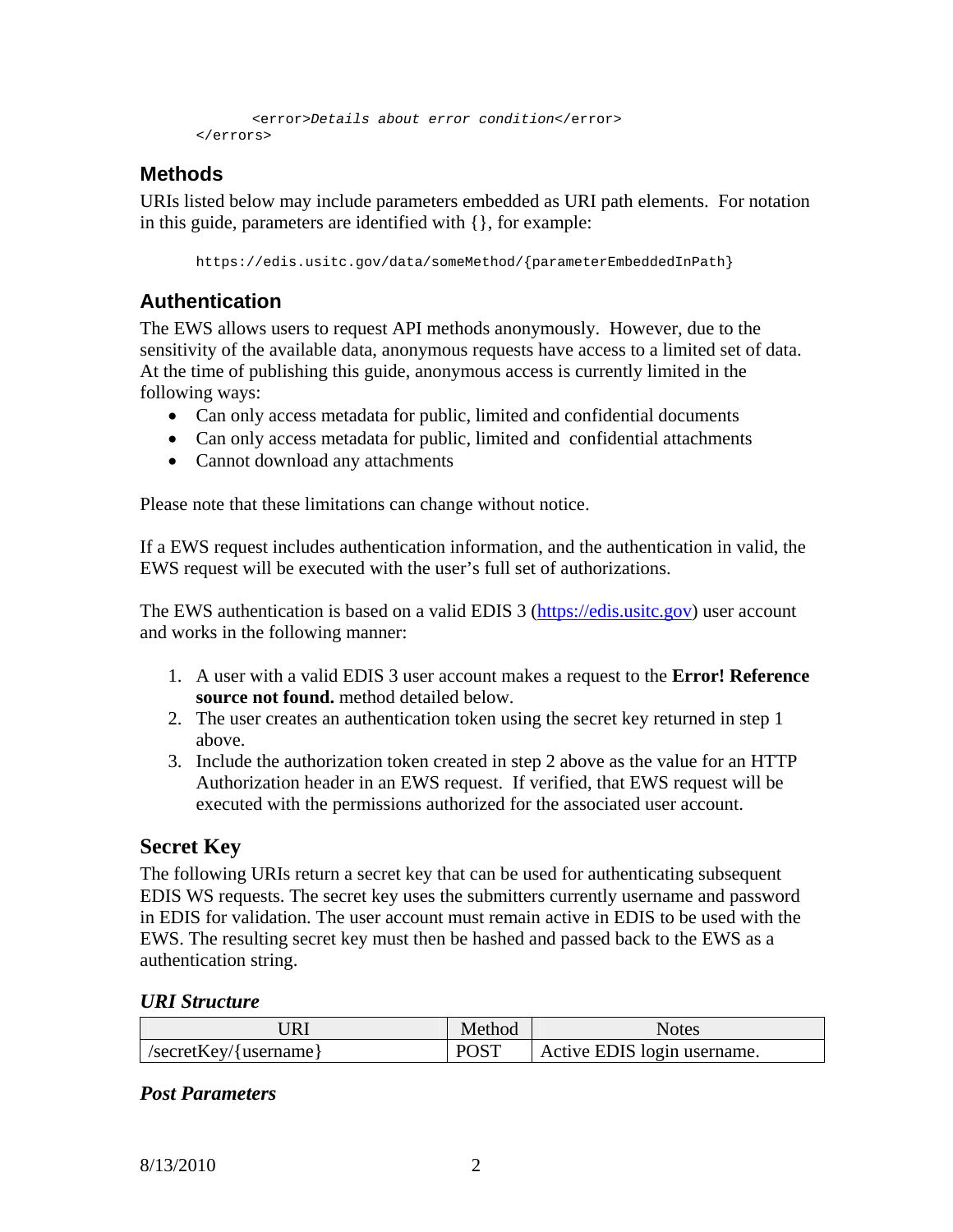```
        <error>Details about error condition</error>
    </errors>
```

## Methods

URIs listed below may include parameters embedded as URI path elements. For notation in this guide, parameters are identified with {}, for example:

```
https://edis.usitc.gov/data/someMethod/{parameterEmbeddedInPath}
```

## Authentication

The EWS allows users to request API methods anonymously. However, due to the sensitivity of the available data, anonymous requests have access to a limited set of data. At the time of publishing this guide, anonymous access is currently limited in the following ways:

- Can only access metadata for public, limited and confidential documents
- Can only access metadata for public, limited and confidential attachments
- Cannot download any attachments

Please note that these limitations can change without notice.

If a EWS request includes authentication information, and the authentication in valid, the EWS request will be executed with the user's full set of authorizations.

The EWS authentication is based on a valid EDIS 3 (https://edis.usitc.gov) user account and works in the following manner:

1. A user with a valid EDIS 3 user account makes a request to the **Error! Reference source not found.** method detailed below.
2. The user creates an authentication token using the secret key returned in step 1 above.
3. Include the authorization token created in step 2 above as the value for an HTTP Authorization header in an EWS request. If verified, that EWS request will be executed with the permissions authorized for the associated user account.

## Secret Key

The following URIs return a secret key that can be used for authenticating subsequent EDIS WS requests. The secret key uses the submitters currently username and password in EDIS for validation. The user account must remain active in EDIS to be used with the EWS. The resulting secret key must then be hashed and passed back to the EWS as a authentication string.

### *URI Structure*

| URI | Method | Notes |
| --- | --- | --- |
| /secretKey/{username} | POST | Active EDIS login username. |

### *Post Parameters*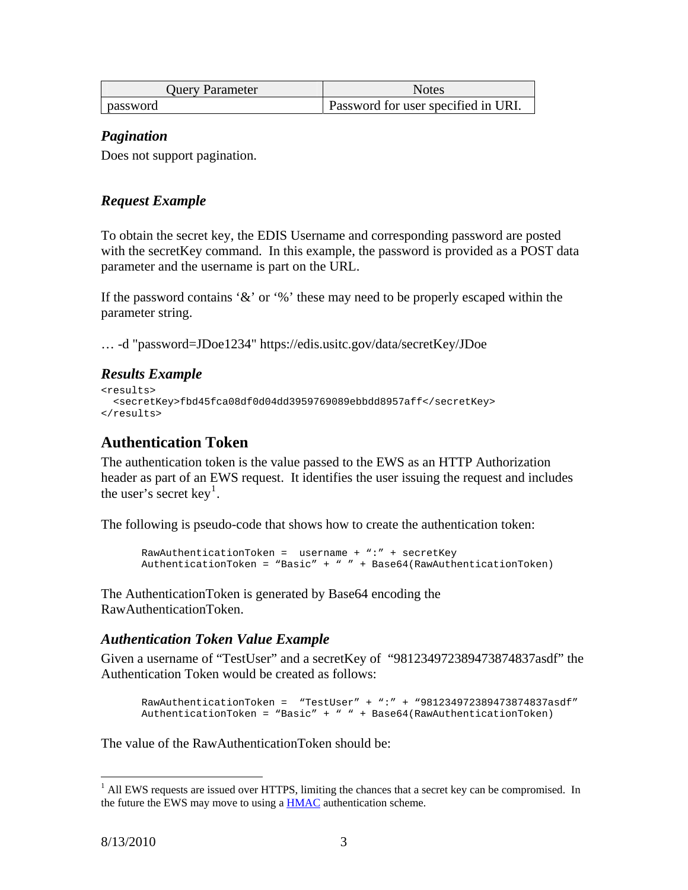| Query Parameter | Notes |
| --- | --- |
| password | Password for user specified in URI. |

### *Pagination*

Does not support pagination.

### *Request Example*

To obtain the secret key, the EDIS Username and corresponding password are posted with the secretKey command. In this example, the password is provided as a POST data parameter and the username is part on the URL.

If the password contains '&' or '%' these may need to be properly escaped within the parameter string.

… -d "password=JDoe1234" https://edis.usitc.gov/data/secretKey/JDoe

### *Results Example*

```
<results>
  <secretKey>fbd45fca08df0d04dd3959769089ebbdd8957aff</secretKey>
</results>
```

## Authentication Token

The authentication token is the value passed to the EWS as an HTTP Authorization header as part of an EWS request. It identifies the user issuing the request and includes the user's secret key[1].

The following is pseudo-code that shows how to create the authentication token:

```
RawAuthenticationToken =  username + ":" + secretKey
AuthenticationToken = "Basic" + " " + Base64(RawAuthenticationToken)
```

The AuthenticationToken is generated by Base64 encoding the RawAuthenticationToken.

### *Authentication Token Value Example*

Given a username of "TestUser" and a secretKey of "981234972389473874837asdf" the Authentication Token would be created as follows:

```
RawAuthenticationToken =  "TestUser" + ":" + "981234972389473874837asdf"
AuthenticationToken = "Basic" + " " + Base64(RawAuthenticationToken)
```

The value of the RawAuthenticationToken should be:

---

[1] All EWS requests are issued over HTTPS, limiting the chances that a secret key can be compromised. In the future the EWS may move to using a HMAC authentication scheme.

8/13/2010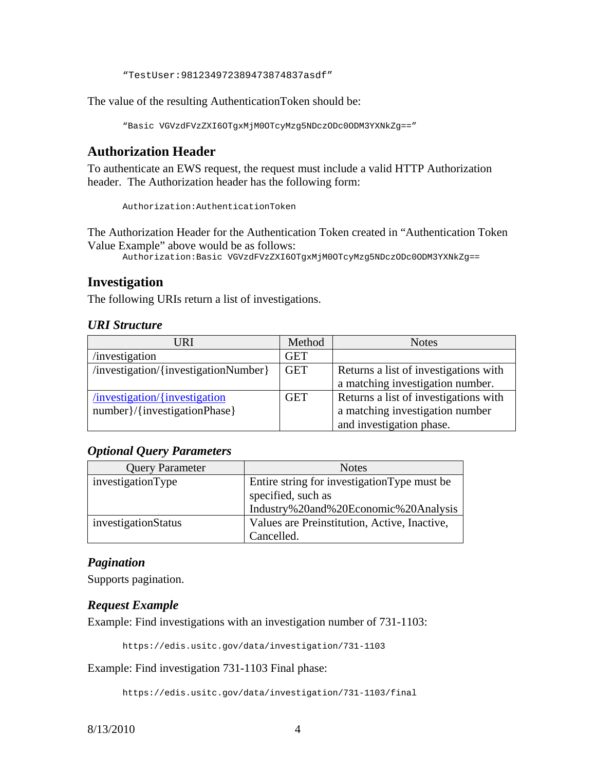```
"TestUser:981234972389473874837asdf"
```

The value of the resulting AuthenticationToken should be:

```
"Basic VGVzdFVzZXI6OTgxMjM0OTcyMzg5NDczODc0ODM3YXNkZg=="
```

## Authorization Header

To authenticate an EWS request, the request must include a valid HTTP Authorization header. The Authorization header has the following form:

```
Authorization:AuthenticationToken
```

The Authorization Header for the Authentication Token created in "Authentication Token Value Example" above would be as follows:

```
Authorization:Basic VGVzdFVzZXI6OTgxMjM0OTcyMzg5NDczODc0ODM3YXNkZg==
```

## Investigation

The following URIs return a list of investigations.

### *URI Structure*

| URI | Method | Notes |
|---|---|---|
| /investigation | GET | |
| /investigation/{investigationNumber} | GET | Returns a list of investigations with a matching investigation number. |
| /investigation/{investigation number}/{investigationPhase} | GET | Returns a list of investigations with a matching investigation number and investigation phase. |

### *Optional Query Parameters*

| Query Parameter | Notes |
|---|---|
| investigationType | Entire string for investigationType must be specified, such as Industry%20and%20Economic%20Analysis |
| investigationStatus | Values are Preinstitution, Active, Inactive, Cancelled. |

### *Pagination*

Supports pagination.

### *Request Example*

Example: Find investigations with an investigation number of 731-1103:

```
https://edis.usitc.gov/data/investigation/731-1103
```

Example: Find investigation 731-1103 Final phase:

```
https://edis.usitc.gov/data/investigation/731-1103/final
```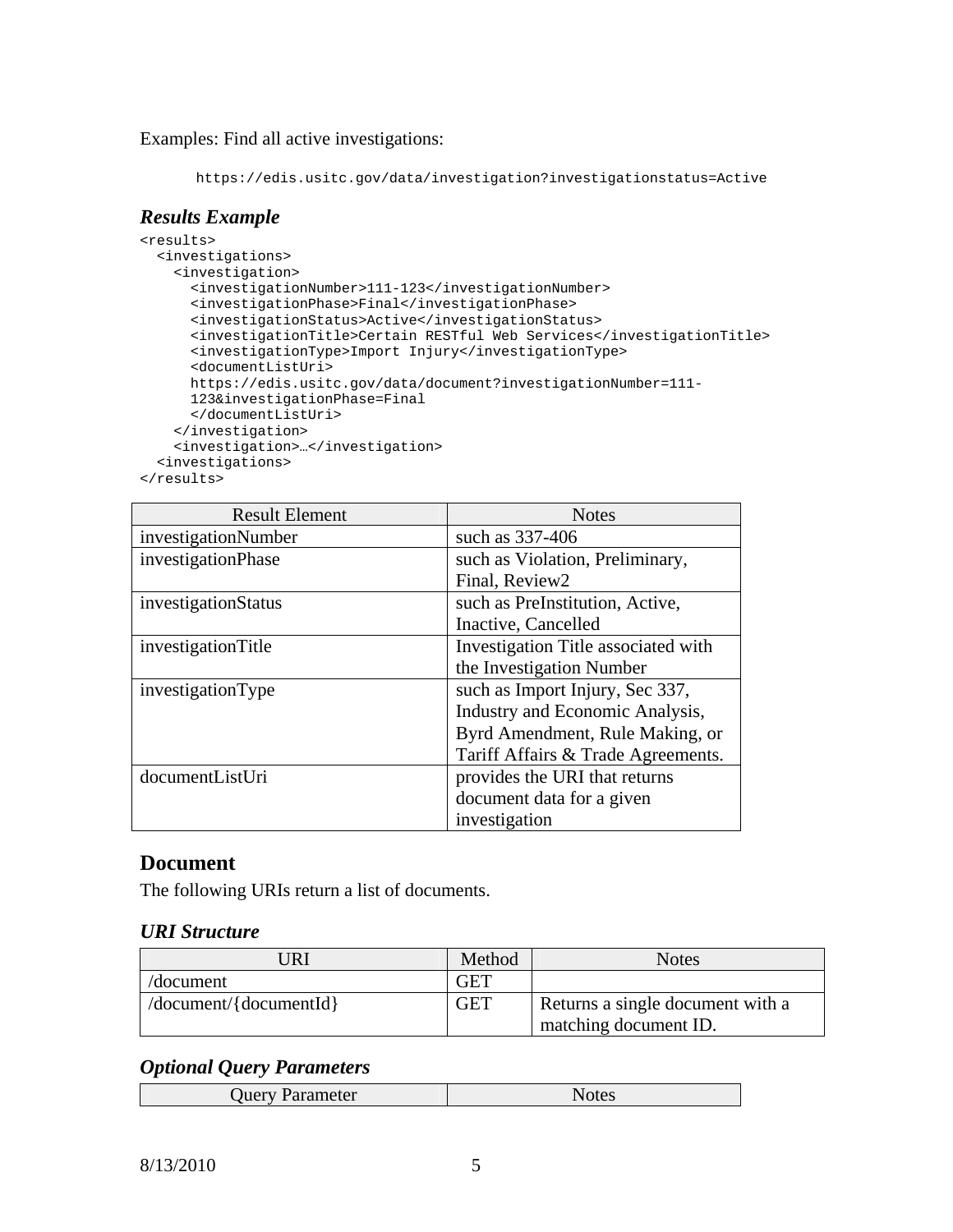Examples: Find all active investigations:

```
https://edis.usitc.gov/data/investigation?investigationstatus=Active
```

### *Results Example*

```
<results>
  <investigations>
    <investigation>
      <investigationNumber>111-123</investigationNumber>
      <investigationPhase>Final</investigationPhase>
      <investigationStatus>Active</investigationStatus>
      <investigationTitle>Certain RESTful Web Services</investigationTitle>
      <investigationType>Import Injury</investigationType>
      <documentListUri>
      https://edis.usitc.gov/data/document?investigationNumber=111-
      123&investigationPhase=Final
      </documentListUri>
    </investigation>
    <investigation>…</investigation>
  <investigations>
</results>
```

| Result Element | Notes |
|---|---|
| investigationNumber | such as 337-406 |
| investigationPhase | such as Violation, Preliminary, Final, Review2 |
| investigationStatus | such as PreInstitution, Active, Inactive, Cancelled |
| investigationTitle | Investigation Title associated with the Investigation Number |
| investigationType | such as Import Injury, Sec 337, Industry and Economic Analysis, Byrd Amendment, Rule Making, or Tariff Affairs & Trade Agreements. |
| documentListUri | provides the URI that returns document data for a given investigation |

## Document

The following URIs return a list of documents.

### *URI Structure*

| URI | Method | Notes |
|---|---|---|
| /document | GET | |
| /document/{documentId} | GET | Returns a single document with a matching document ID. |

### *Optional Query Parameters*

| Query Parameter | Notes |
|---|---|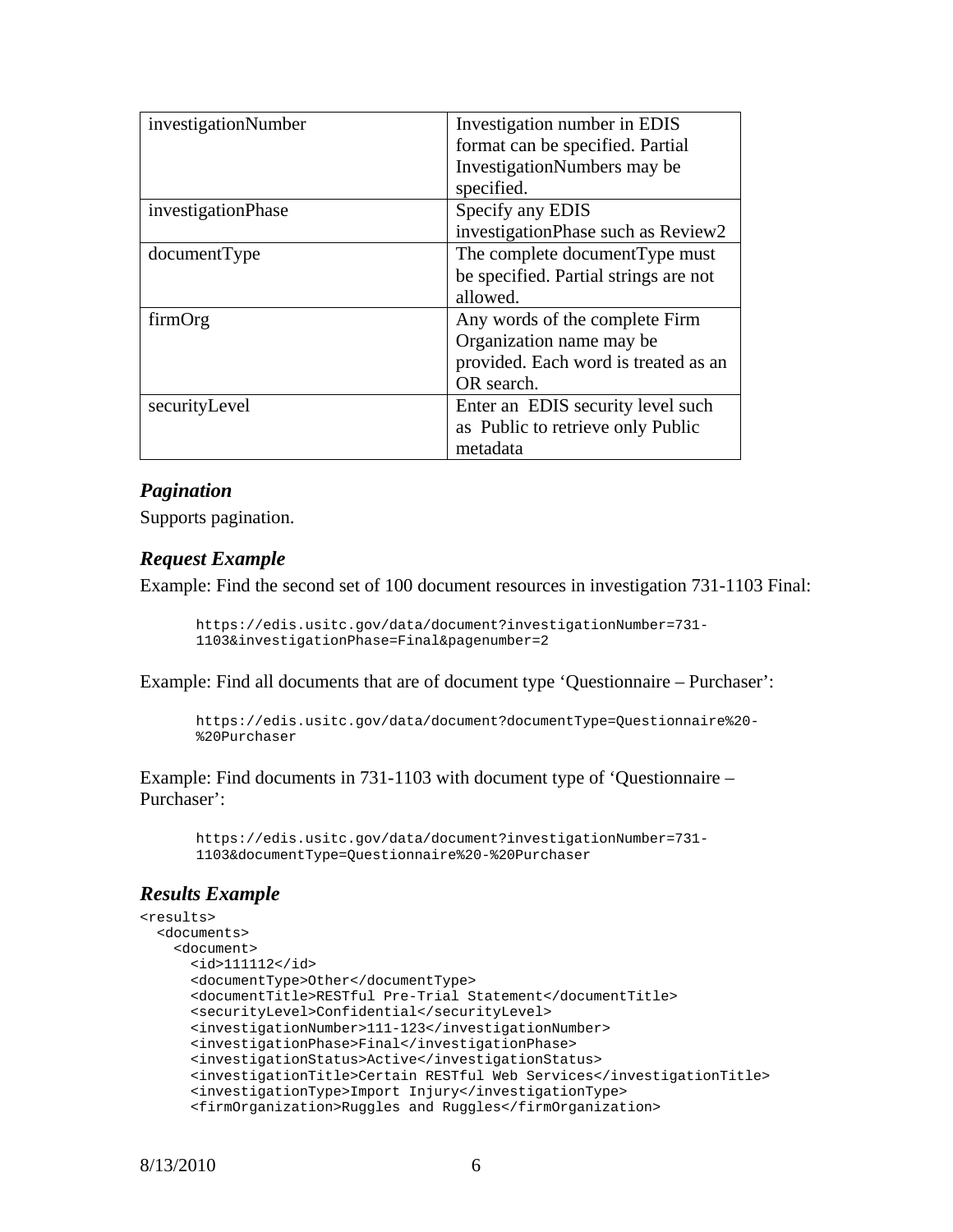| | |
|---|---|
| investigationNumber | Investigation number in EDIS format can be specified. Partial InvestigationNumbers may be specified. |
| investigationPhase | Specify any EDIS investigationPhase such as Review2 |
| documentType | The complete documentType must be specified. Partial strings are not allowed. |
| firmOrg | Any words of the complete Firm Organization name may be provided. Each word is treated as an OR search. |
| securityLevel | Enter an EDIS security level such as Public to retrieve only Public metadata |

### *Pagination*

Supports pagination.

### *Request Example*

Example: Find the second set of 100 document resources in investigation 731-1103 Final:

```
https://edis.usitc.gov/data/document?investigationNumber=731-
1103&investigationPhase=Final&pagenumber=2
```

Example: Find all documents that are of document type 'Questionnaire – Purchaser':

```
https://edis.usitc.gov/data/document?documentType=Questionnaire%20-
%20Purchaser
```

Example: Find documents in 731-1103 with document type of 'Questionnaire – Purchaser':

```
https://edis.usitc.gov/data/document?investigationNumber=731-
1103&documentType=Questionnaire%20-%20Purchaser
```

### *Results Example*

```
<results>
  <documents>
    <document>
      <id>111112</id>
      <documentType>Other</documentType>
      <documentTitle>RESTful Pre-Trial Statement</documentTitle>
      <securityLevel>Confidential</securityLevel>
      <investigationNumber>111-123</investigationNumber>
      <investigationPhase>Final</investigationPhase>
      <investigationStatus>Active</investigationStatus>
      <investigationTitle>Certain RESTful Web Services</investigationTitle>
      <investigationType>Import Injury</investigationType>
      <firmOrganization>Ruggles and Ruggles</firmOrganization>
```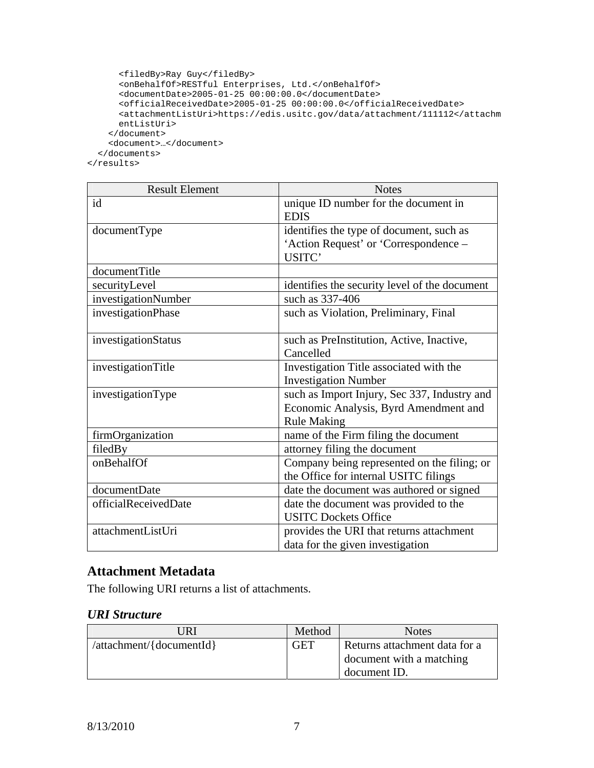```
      <filedBy>Ray Guy</filedBy>
      <onBehalfOf>RESTful Enterprises, Ltd.</onBehalfOf>
      <documentDate>2005-01-25 00:00:00.0</documentDate>
      <officialReceivedDate>2005-01-25 00:00:00.0</officialReceivedDate>
      <attachmentListUri>https://edis.usitc.gov/data/attachment/111112</attachm
      entListUri>
    </document>
    <document>…</document>
  </documents>
</results>
```

| Result Element | Notes |
|---|---|
| id | unique ID number for the document in EDIS |
| documentType | identifies the type of document, such as 'Action Request' or 'Correspondence – USITC' |
| documentTitle | |
| securityLevel | identifies the security level of the document |
| investigationNumber | such as 337-406 |
| investigationPhase | such as Violation, Preliminary, Final |
| investigationStatus | such as PreInstitution, Active, Inactive, Cancelled |
| investigationTitle | Investigation Title associated with the Investigation Number |
| investigationType | such as Import Injury, Sec 337, Industry and Economic Analysis, Byrd Amendment and Rule Making |
| firmOrganization | name of the Firm filing the document |
| filedBy | attorney filing the document |
| onBehalfOf | Company being represented on the filing; or the Office for internal USITC filings |
| documentDate | date the document was authored or signed |
| officialReceivedDate | date the document was provided to the USITC Dockets Office |
| attachmentListUri | provides the URI that returns attachment data for the given investigation |

## Attachment Metadata

The following URI returns a list of attachments.

### *URI Structure*

| URI | Method | Notes |
|---|---|---|
| /attachment/{documentId} | GET | Returns attachment data for a document with a matching document ID. |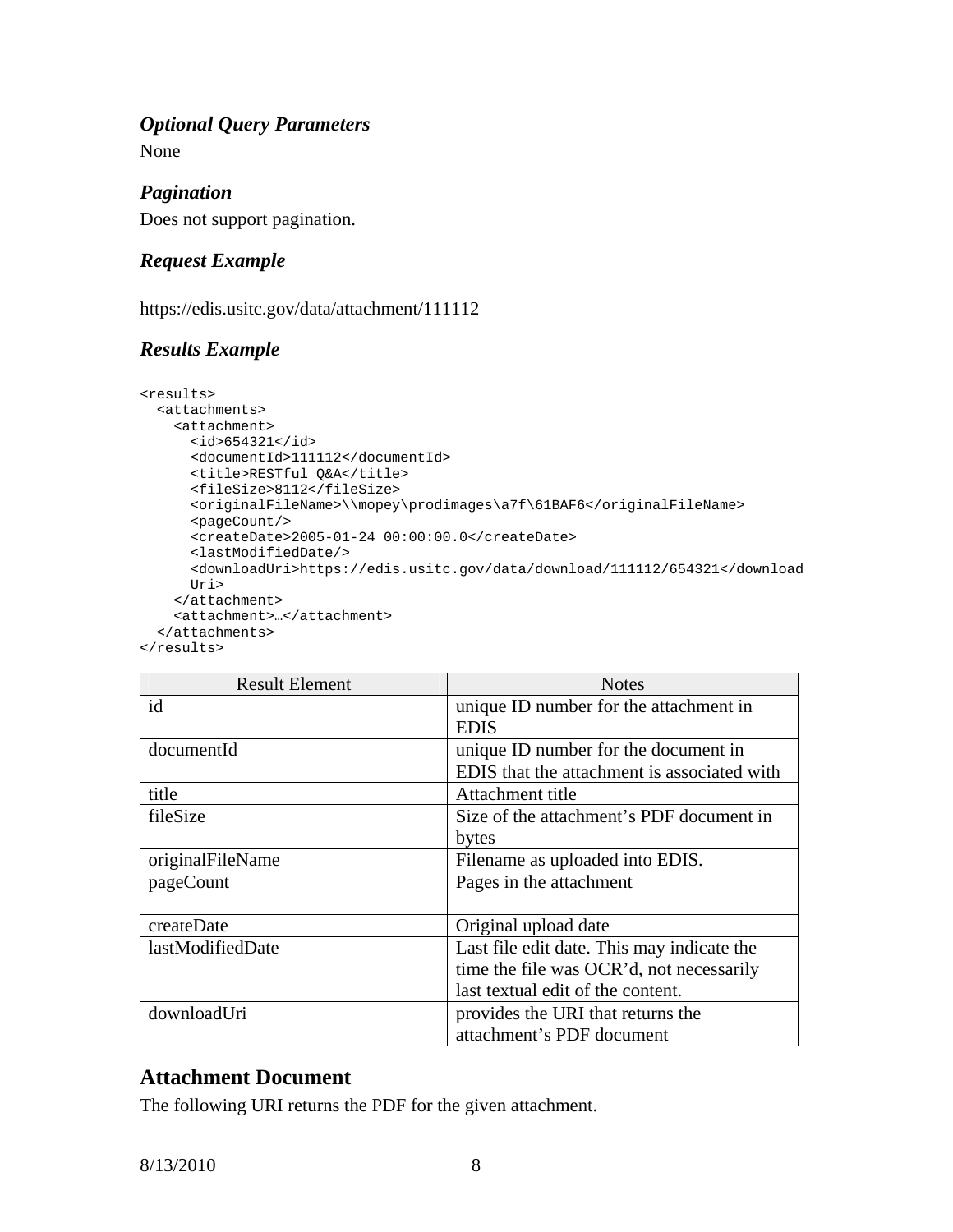### *Optional Query Parameters*

None

### *Pagination*

Does not support pagination.

### *Request Example*

https://edis.usitc.gov/data/attachment/111112

### *Results Example*

```
<results>
  <attachments>
    <attachment>
      <id>654321</id>
      <documentId>111112</documentId>
      <title>RESTful Q&A</title>
      <fileSize>8112</fileSize>
      <originalFileName>\\mopey\prodimages\a7f\61BAF6</originalFileName>
      <pageCount/>
      <createDate>2005-01-24 00:00:00.0</createDate>
      <lastModifiedDate/>
      <downloadUri>https://edis.usitc.gov/data/download/111112/654321</download
      Uri>
    </attachment>
    <attachment>…</attachment>
  </attachments>
</results>
```

| Result Element | Notes |
|---|---|
| id | unique ID number for the attachment in EDIS |
| documentId | unique ID number for the document in EDIS that the attachment is associated with |
| title | Attachment title |
| fileSize | Size of the attachment's PDF document in bytes |
| originalFileName | Filename as uploaded into EDIS. |
| pageCount | Pages in the attachment |
| createDate | Original upload date |
| lastModifiedDate | Last file edit date. This may indicate the time the file was OCR'd, not necessarily last textual edit of the content. |
| downloadUri | provides the URI that returns the attachment's PDF document |

## Attachment Document

The following URI returns the PDF for the given attachment.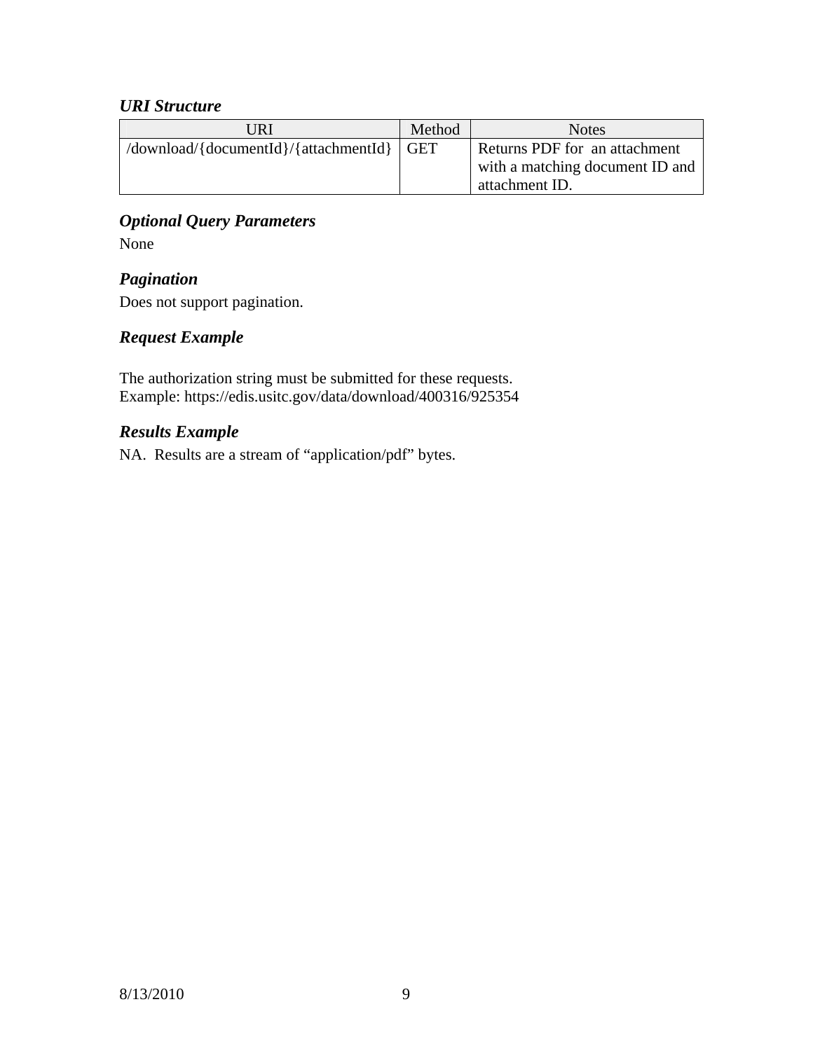### *URI Structure*

| URI | Method | Notes |
|---|---|---|
| /download/{documentId}/{attachmentId} | GET | Returns PDF for an attachment with a matching document ID and attachment ID. |

### *Optional Query Parameters*

None

### *Pagination*

Does not support pagination.

### *Request Example*

The authorization string must be submitted for these requests.
Example: https://edis.usitc.gov/data/download/400316/925354

### *Results Example*

NA. Results are a stream of "application/pdf" bytes.